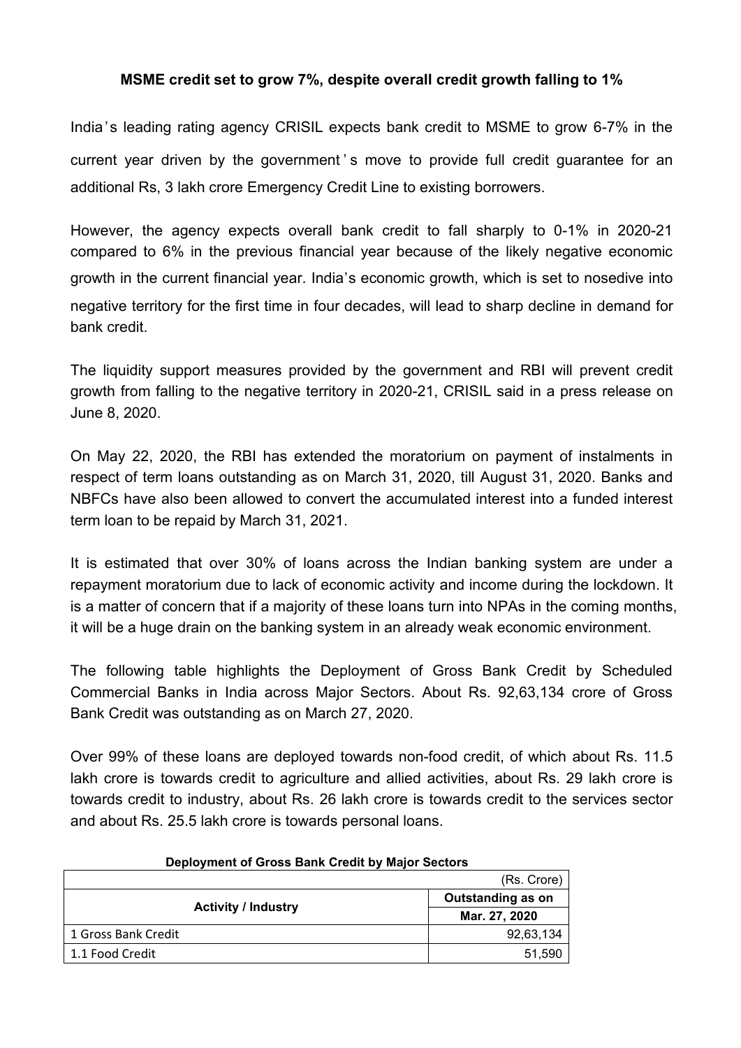**MSME credit set to grow 7%, despite overall credit growth falling to 1%**

India's leading rating agency CRISIL expects bank credit to MSME to grow 6-7% in the current year driven by the government's move to provide full credit guarantee for an additional Rs, 3 lakh crore Emergency Credit Line to existing borrowers.

However, the agency expects overall bank credit to fall sharply to 0-1% in 2020-21 compared to 6% in the previous financial year because of the likely negative economic growth in the current financial year. India's economic growth, which is set to nosedive into negative territory for the first time in four decades, will lead to sharp decline in demand for bank credit.

The liquidity support measures provided by the government and RBI will prevent credit growth from falling to the negative territory in 2020-21, CRISIL said in a press release on June 8, 2020.

On May 22, 2020, the RBI has extended the moratorium on payment of instalments in respect of term loans outstanding as on March 31, 2020, till August 31, 2020. Banks and NBFCs have also been allowed to convert the accumulated interest into a funded interest term loan to be repaid by March 31, 2021.

It is estimated that over 30% of loans across the Indian banking system are under a repayment moratorium due to lack of economic activity and income during the lockdown. It is a matter of concern that if a majority of these loans turn into NPAs in the coming months, it will be a huge drain on the banking system in an already weak economic environment.

The following table highlights the Deployment of Gross Bank Credit by Scheduled Commercial Banks in India across Major Sectors. About Rs. 92,63,134 crore of Gross Bank Credit was outstanding as on March 27, 2020.

Over 99% of these loans are deployed towards non-food credit, of which about Rs. 11.5 lakh crore is towards credit to agriculture and allied activities, about Rs. 29 lakh crore is towards credit to industry, about Rs. 26 lakh crore is towards credit to the services sector and about Rs. 25.5 lakh crore is towards personal loans.

**Deployment of Gross Bank Credit by Major Sectors**

| Activity / Industry | (Rs. Crore) Outstanding as on Mar. 27, 2020 |
|---|---|
| 1 Gross Bank Credit | 92,63,134 |
| 1.1 Food Credit | 51,590 |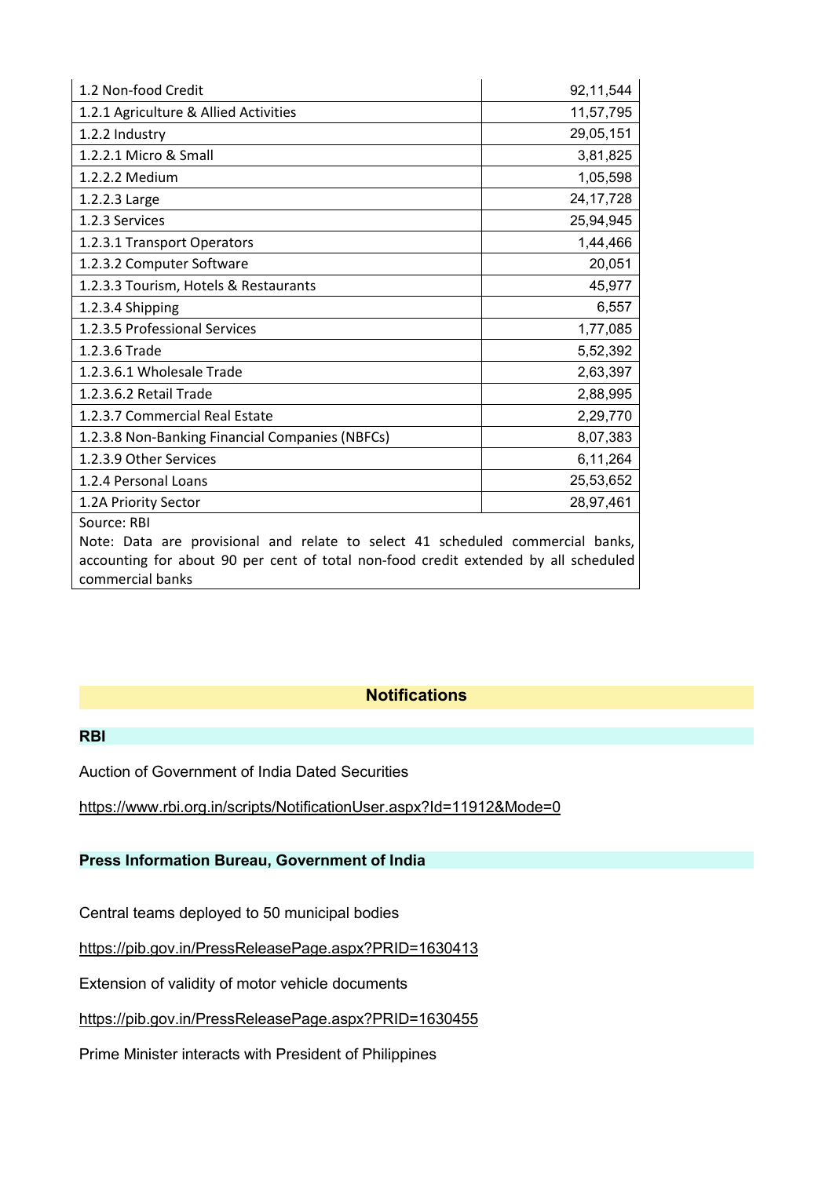| 1.2 Non-food Credit | 92,11,544 |
|---|---|
| 1.2.1 Agriculture & Allied Activities | 11,57,795 |
| 1.2.2 Industry | 29,05,151 |
| 1.2.2.1 Micro & Small | 3,81,825 |
| 1.2.2.2 Medium | 1,05,598 |
| 1.2.2.3 Large | 24,17,728 |
| 1.2.3 Services | 25,94,945 |
| 1.2.3.1 Transport Operators | 1,44,466 |
| 1.2.3.2 Computer Software | 20,051 |
| 1.2.3.3 Tourism, Hotels & Restaurants | 45,977 |
| 1.2.3.4 Shipping | 6,557 |
| 1.2.3.5 Professional Services | 1,77,085 |
| 1.2.3.6 Trade | 5,52,392 |
| 1.2.3.6.1 Wholesale Trade | 2,63,397 |
| 1.2.3.6.2 Retail Trade | 2,88,995 |
| 1.2.3.7 Commercial Real Estate | 2,29,770 |
| 1.2.3.8 Non-Banking Financial Companies (NBFCs) | 8,07,383 |
| 1.2.3.9 Other Services | 6,11,264 |
| 1.2.4 Personal Loans | 25,53,652 |
| 1.2A Priority Sector | 28,97,461 |

Source: RBI

Note: Data are provisional and relate to select 41 scheduled commercial banks, accounting for about 90 per cent of total non-food credit extended by all scheduled commercial banks

## Notifications

### RBI

Auction of Government of India Dated Securities

https://www.rbi.org.in/scripts/NotificationUser.aspx?Id=11912&Mode=0

### Press Information Bureau, Government of India

Central teams deployed to 50 municipal bodies

https://pib.gov.in/PressReleasePage.aspx?PRID=1630413

Extension of validity of motor vehicle documents

https://pib.gov.in/PressReleasePage.aspx?PRID=1630455

Prime Minister interacts with President of Philippines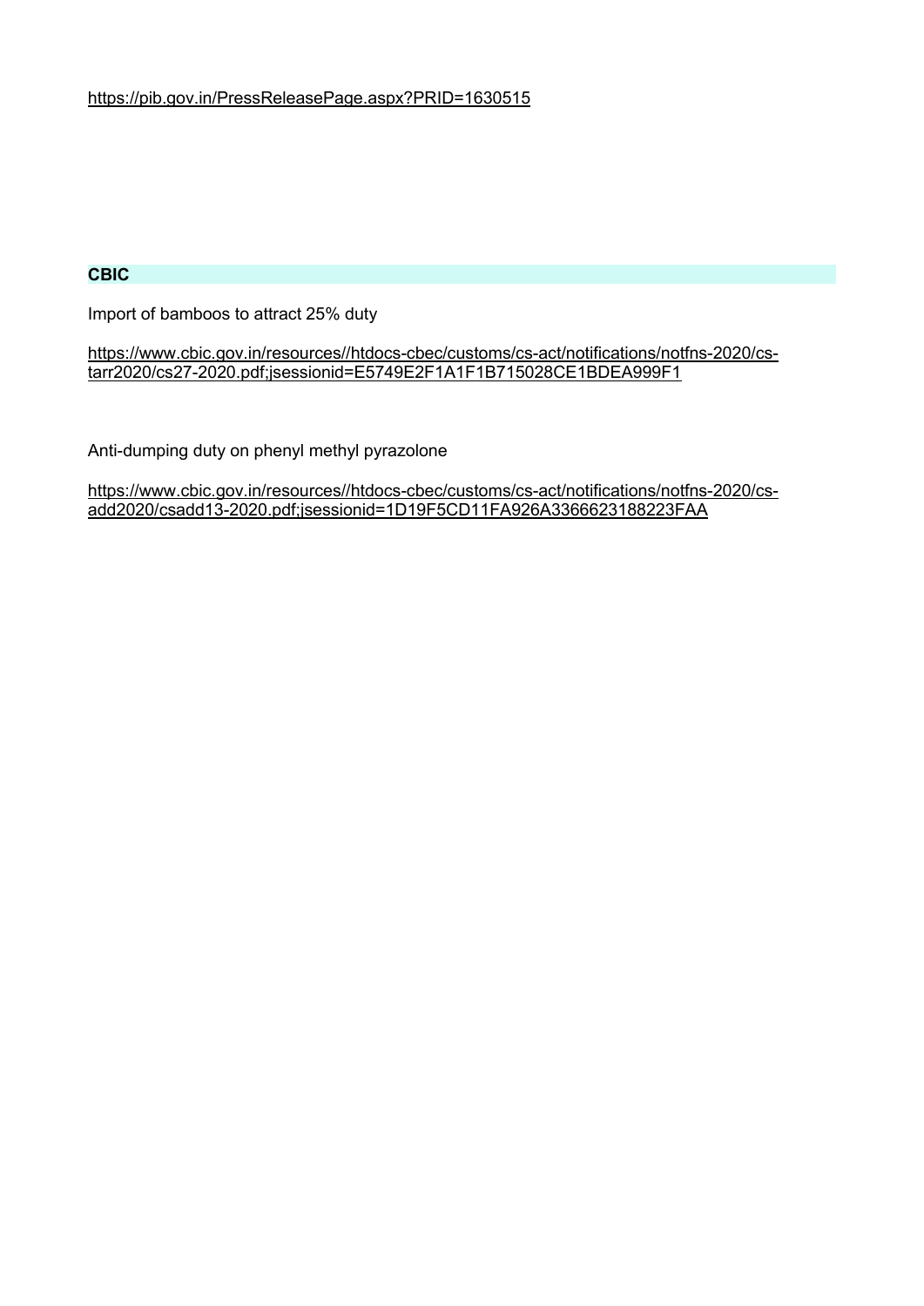https://pib.gov.in/PressReleasePage.aspx?PRID=1630515

**CBIC**

Import of bamboos to attract 25% duty

https://www.cbic.gov.in/resources//htdocs-cbec/customs/cs-act/notifications/notfns-2020/cs-tarr2020/cs27-2020.pdf;jsessionid=E5749E2F1A1F1B715028CE1BDEA999F1

Anti-dumping duty on phenyl methyl pyrazolone

https://www.cbic.gov.in/resources//htdocs-cbec/customs/cs-act/notifications/notfns-2020/cs-add2020/csadd13-2020.pdf;jsessionid=1D19F5CD11FA926A3366623188223FAA